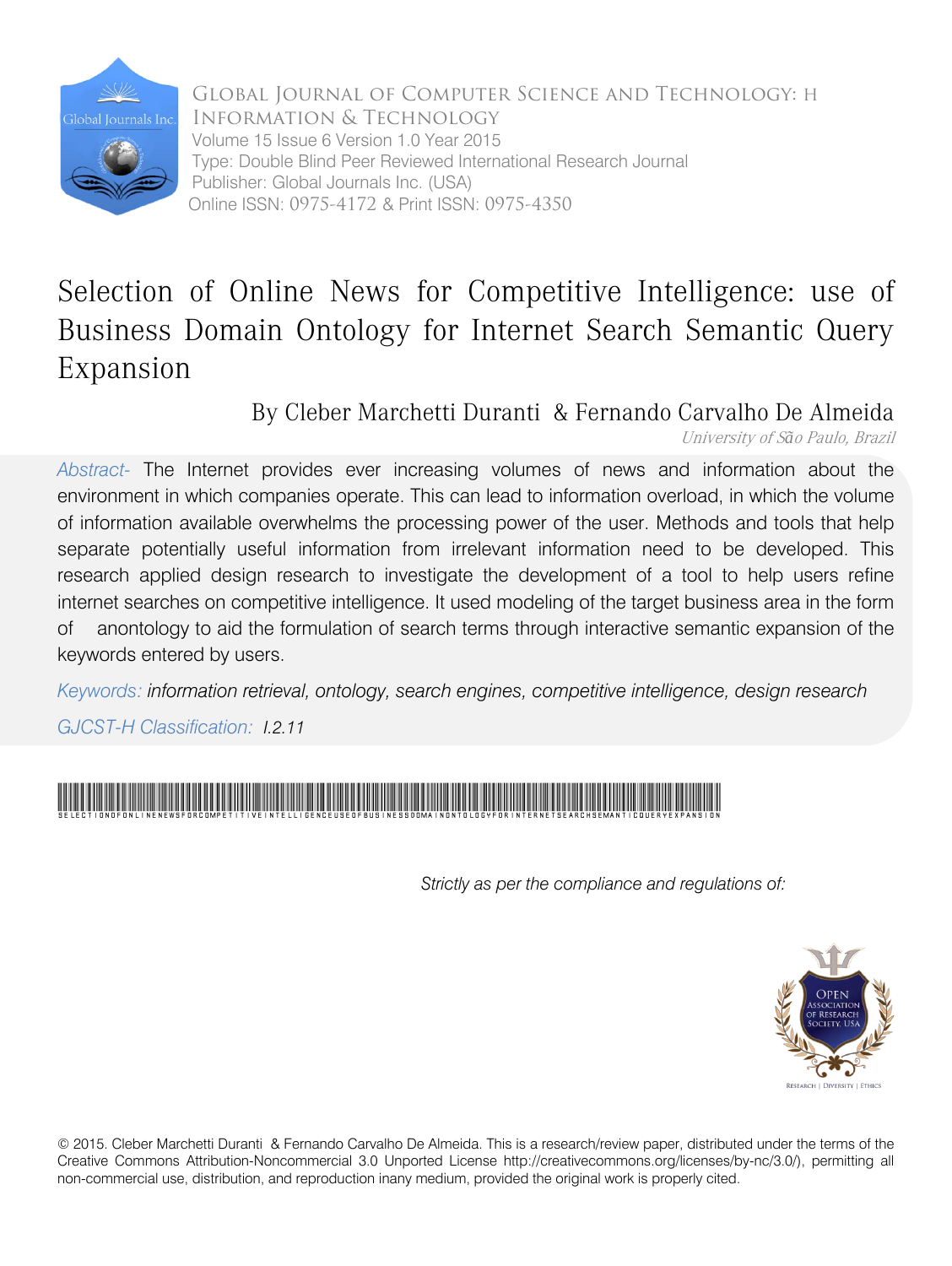Global Journal of Computer Science and Technology: H Information & Technology
Volume 15 Issue 6 Version 1.0 Year 2015
Type: Double Blind Peer Reviewed International Research Journal
Publisher: Global Journals Inc. (USA)
Online ISSN: 0975-4172 & Print ISSN: 0975-4350

# Selection of Online News for Competitive Intelligence: use of Business Domain Ontology for Internet Search Semantic Query Expansion

By Cleber Marchetti Duranti & Fernando Carvalho De Almeida

*University of São Paulo, Brazil*

*Abstract-* The Internet provides ever increasing volumes of news and information about the environment in which companies operate. This can lead to information overload, in which the volume of information available overwhelms the processing power of the user. Methods and tools that help separate potentially useful information from irrelevant information need to be developed. This research applied design research to investigate the development of a tool to help users refine internet searches on competitive intelligence. It used modeling of the target business area in the form of anontology to aid the formulation of search terms through interactive semantic expansion of the keywords entered by users.

*Keywords: information retrieval, ontology, search engines, competitive intelligence, design research*

*GJCST-H Classification: I.2.11*

SelectionofOnlineNewsforCompetitiveIntelligenceuseofBusinessDomainOntologyforInternetSearchSemanticQueryExpansion

*Strictly as per the compliance and regulations of:*

© 2015. Cleber Marchetti Duranti & Fernando Carvalho De Almeida. This is a research/review paper, distributed under the terms of the Creative Commons Attribution-Noncommercial 3.0 Unported License http://creativecommons.org/licenses/by-nc/3.0/), permitting all non-commercial use, distribution, and reproduction inany medium, provided the original work is properly cited.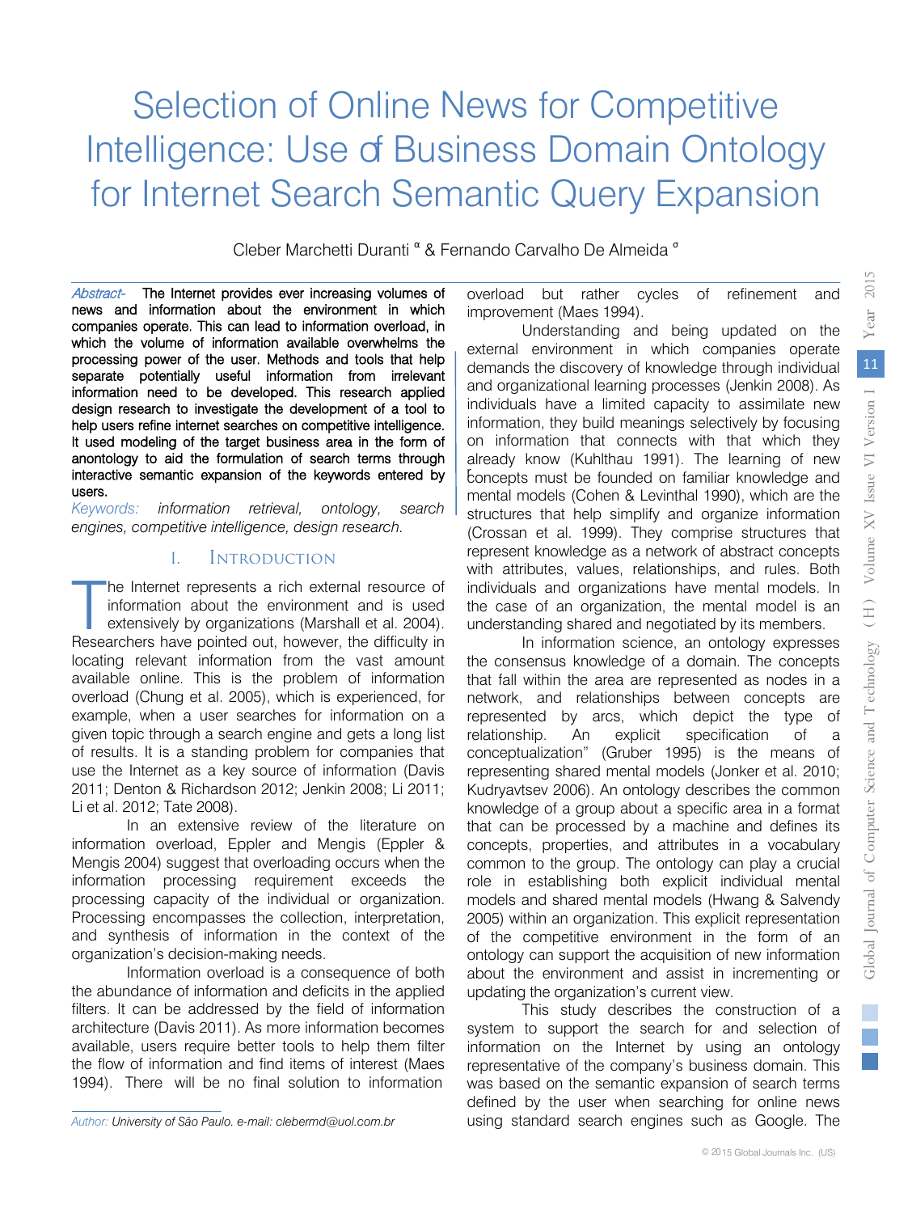# Selection of Online News for Competitive Intelligence: Use of Business Domain Ontology for Internet Search Semantic Query Expansion

Cleber Marchetti Duranti [α] & Fernando Carvalho De Almeida [σ]

*Abstract-* The Internet provides ever increasing volumes of news and information about the environment in which companies operate. This can lead to information overload, in which the volume of information available overwhelms the processing power of the user. Methods and tools that help separate potentially useful information from irrelevant information need to be developed. This research applied design research to investigate the development of a tool to help users refine internet searches on competitive intelligence. It used modeling of the target business area in the form of anontology to aid the formulation of search terms through interactive semantic expansion of the keywords entered by users.

*Keywords: information retrieval, ontology, search engines, competitive intelligence, design research.*

## I. Introduction

The Internet represents a rich external resource of information about the environment and is used extensively by organizations (Marshall et al. 2004). Researchers have pointed out, however, the difficulty in locating relevant information from the vast amount available online. This is the problem of information overload (Chung et al. 2005), which is experienced, for example, when a user searches for information on a given topic through a search engine and gets a long list of results. It is a standing problem for companies that use the Internet as a key source of information (Davis 2011; Denton & Richardson 2012; Jenkin 2008; Li 2011; Li et al. 2012; Tate 2008).

In an extensive review of the literature on information overload, Eppler and Mengis (Eppler & Mengis 2004) suggest that overloading occurs when the information processing requirement exceeds the processing capacity of the individual or organization. Processing encompasses the collection, interpretation, and synthesis of information in the context of the organization's decision-making needs.

Information overload is a consequence of both the abundance of information and deficits in the applied filters. It can be addressed by the field of information architecture (Davis 2011). As more information becomes available, users require better tools to help them filter the flow of information and find items of interest (Maes 1994). There will be no final solution to information overload but rather cycles of refinement and improvement (Maes 1994).

Understanding and being updated on the external environment in which companies operate demands the discovery of knowledge through individual and organizational learning processes (Jenkin 2008). As individuals have a limited capacity to assimilate new information, they build meanings selectively by focusing on information that connects with that which they already know (Kuhlthau 1991). The learning of new concepts must be founded on familiar knowledge and mental models (Cohen & Levinthal 1990), which are the structures that help simplify and organize information (Crossan et al. 1999). They comprise structures that represent knowledge as a network of abstract concepts with attributes, values, relationships, and rules. Both individuals and organizations have mental models. In the case of an organization, the mental model is an understanding shared and negotiated by its members.

In information science, an ontology expresses the consensus knowledge of a domain. The concepts that fall within the area are represented as nodes in a network, and relationships between concepts are represented by arcs, which depict the type of relationship. An explicit specification of a conceptualization" (Gruber 1995) is the means of representing shared mental models (Jonker et al. 2010; Kudryavtsev 2006). An ontology describes the common knowledge of a group about a specific area in a format that can be processed by a machine and defines its concepts, properties, and attributes in a vocabulary common to the group. The ontology can play a crucial role in establishing both explicit individual mental models and shared mental models (Hwang & Salvendy 2005) within an organization. This explicit representation of the competitive environment in the form of an ontology can support the acquisition of new information about the environment and assist in incrementing or updating the organization's current view.

This study describes the construction of a system to support the search for and selection of information on the Internet by using an ontology representative of the company's business domain. This was based on the semantic expansion of search terms defined by the user when searching for online news using standard search engines such as Google. The

*Author: University of São Paulo. e-mail: clebermd@uol.com.br*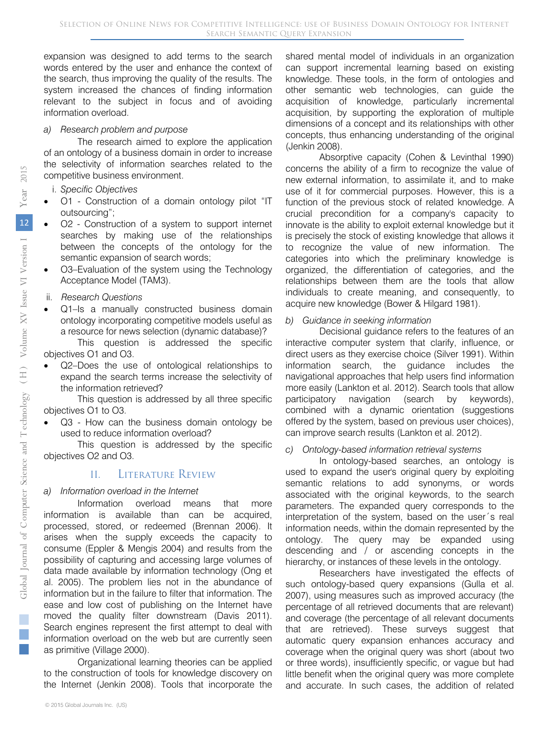expansion was designed to add terms to the search words entered by the user and enhance the context of the search, thus improving the quality of the results. The system increased the chances of finding information relevant to the subject in focus and of avoiding information overload.

*a) Research problem and purpose*

The research aimed to explore the application of an ontology of a business domain in order to increase the selectivity of information searches related to the competitive business environment.

i. *Specific Objectives*

- O1 - Construction of a domain ontology pilot "IT outsourcing";
- O2 - Construction of a system to support internet searches by making use of the relationships between the concepts of the ontology for the semantic expansion of search words;
- O3–Evaluation of the system using the Technology Acceptance Model (TAM3).

ii. *Research Questions*

- Q1–Is a manually constructed business domain ontology incorporating competitive models useful as a resource for news selection (dynamic database)?

This question is addressed the specific objectives O1 and O3.

- Q2–Does the use of ontological relationships to expand the search terms increase the selectivity of the information retrieved?

This question is addressed by all three specific objectives O1 to O3.

- Q3 - How can the business domain ontology be used to reduce information overload?

This question is addressed by the specific objectives O2 and O3.

## II. Literature Review

*a) Information overload in the Internet*

Information overload means that more information is available than can be acquired, processed, stored, or redeemed (Brennan 2006). It arises when the supply exceeds the capacity to consume (Eppler & Mengis 2004) and results from the possibility of capturing and accessing large volumes of data made available by information technology (Ong et al. 2005). The problem lies not in the abundance of information but in the failure to filter that information. The ease and low cost of publishing on the Internet have moved the quality filter downstream (Davis 2011). Search engines represent the first attempt to deal with information overload on the web but are currently seen as primitive (Village 2000).

Organizational learning theories can be applied to the construction of tools for knowledge discovery on the Internet (Jenkin 2008). Tools that incorporate the shared mental model of individuals in an organization can support incremental learning based on existing knowledge. These tools, in the form of ontologies and other semantic web technologies, can guide the acquisition of knowledge, particularly incremental acquisition, by supporting the exploration of multiple dimensions of a concept and its relationships with other concepts, thus enhancing understanding of the original (Jenkin 2008).

Absorptive capacity (Cohen & Levinthal 1990) concerns the ability of a firm to recognize the value of new external information, to assimilate it, and to make use of it for commercial purposes. However, this is a function of the previous stock of related knowledge. A crucial precondition for a company's capacity to innovate is the ability to exploit external knowledge but it is precisely the stock of existing knowledge that allows it to recognize the value of new information. The categories into which the preliminary knowledge is organized, the differentiation of categories, and the relationships between them are the tools that allow individuals to create meaning, and consequently, to acquire new knowledge (Bower & Hilgard 1981).

*b) Guidance in seeking information*

Decisional guidance refers to the features of an interactive computer system that clarify, influence, or direct users as they exercise choice (Silver 1991). Within information search, the guidance includes the navigational approaches that help users find information more easily (Lankton et al. 2012). Search tools that allow participatory navigation (search by keywords), combined with a dynamic orientation (suggestions offered by the system, based on previous user choices), can improve search results (Lankton et al. 2012).

*c) Ontology-based information retrieval systems*

In ontology-based searches, an ontology is used to expand the user's original query by exploiting semantic relations to add synonyms, or words associated with the original keywords, to the search parameters. The expanded query corresponds to the interpretation of the system, based on the user´s real information needs, within the domain represented by the ontology. The query may be expanded using descending and / or ascending concepts in the hierarchy, or instances of these levels in the ontology.

Researchers have investigated the effects of such ontology-based query expansions (Gulla et al. 2007), using measures such as improved accuracy (the percentage of all retrieved documents that are relevant) and coverage (the percentage of all relevant documents that are retrieved). These surveys suggest that automatic query expansion enhances accuracy and coverage when the original query was short (about two or three words), insufficiently specific, or vague but had little benefit when the original query was more complete and accurate. In such cases, the addition of related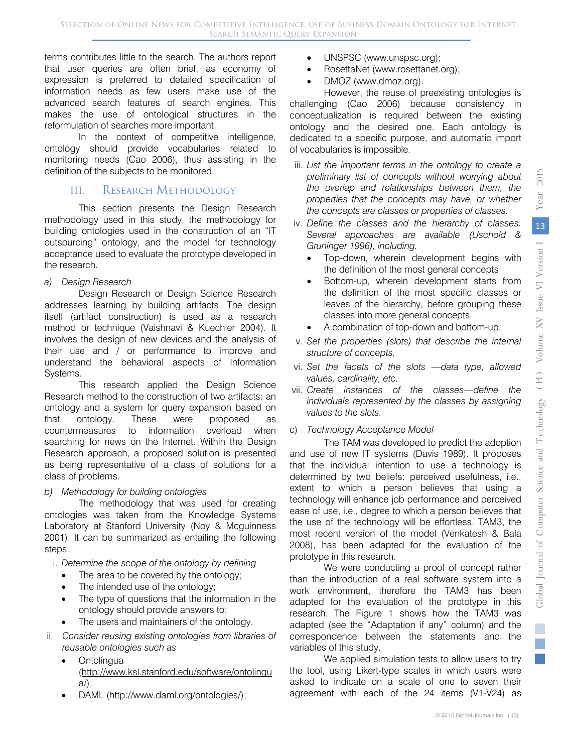terms contributes little to the search. The authors report that user queries are often brief, as economy of expression is preferred to detailed specification of information needs as few users make use of the advanced search features of search engines. This makes the use of ontological structures in the reformulation of searches more important.

In the context of competitive intelligence, ontology should provide vocabularies related to monitoring needs (Cao 2006), thus assisting in the definition of the subjects to be monitored.

## III. Research Methodology

This section presents the Design Research methodology used in this study, the methodology for building ontologies used in the construction of an "IT outsourcing" ontology, and the model for technology acceptance used to evaluate the prototype developed in the research.

### *a) Design Research*

Design Research or Design Science Research addresses learning by building artifacts. The design itself (artifact construction) is used as a research method or technique (Vaishnavi & Kuechler 2004). It involves the design of new devices and the analysis of their use and / or performance to improve and understand the behavioral aspects of Information Systems.

This research applied the Design Science Research method to the construction of two artifacts: an ontology and a system for query expansion based on that ontology. These were proposed as countermeasures to information overload when searching for news on the Internet. Within the Design Research approach, a proposed solution is presented as being representative of a class of solutions for a class of problems.

### *b) Methodology for building ontologies*

The methodology that was used for creating ontologies was taken from the Knowledge Systems Laboratory at Stanford University (Noy & Mcguinness 2001). It can be summarized as entailing the following steps.

i. *Determine the scope of the ontology by defining*
   - The area to be covered by the ontology;
   - The intended use of the ontology;
   - The type of questions that the information in the ontology should provide answers to;
   - The users and maintainers of the ontology.

ii. *Consider reusing existing ontologies from libraries of reusable ontologies such as*
   - Ontolíngua (http://www.ksl.stanford.edu/software/ontolingua/);
   - DAML (http://www.daml.org/ontologies/);
   - UNSPSC (www.unspsc.org);
   - RosettaNet (www.rosettanet.org);
   - DMOZ (www.dmoz.org).

   However, the reuse of preexisting ontologies is challenging (Cao 2006) because consistency in conceptualization is required between the existing ontology and the desired one. Each ontology is dedicated to a specific purpose, and automatic import of vocabularies is impossible.

iii. *List the important terms in the ontology to create a preliminary list of concepts without worrying about the overlap and relationships between them, the properties that the concepts may have, or whether the concepts are classes or properties of classes.*

iv. *Define the classes and the hierarchy of classes. Several approaches are available (Uschold & Gruninger 1996), including.*
   - Top-down, wherein development begins with the definition of the most general concepts
   - Bottom-up, wherein development starts from the definition of the most specific classes or leaves of the hierarchy, before grouping these classes into more general concepts
   - A combination of top-down and bottom-up.

v. *Set the properties (slots) that describe the internal structure of concepts.*

vi. *Set the facets of the slots —data type, allowed values, cardinality, etc.*

vii. *Create instances of the classes—define the individuals represented by the classes by assigning values to the slots.*

### *c) Technology Acceptance Model*

The TAM was developed to predict the adoption and use of new IT systems (Davis 1989). It proposes that the individual intention to use a technology is determined by two beliefs: perceived usefulness, i.e., extent to which a person believes that using a technology will enhance job performance and perceived ease of use, i.e., degree to which a person believes that the use of the technology will be effortless. TAM3, the most recent version of the model (Venkatesh & Bala 2008), has been adapted for the evaluation of the prototype in this research.

We were conducting a proof of concept rather than the introduction of a real software system into a work environment, therefore the TAM3 has been adapted for the evaluation of the prototype in this research. The Figure 1 shows how the TAM3 was adapted (see the "Adaptation if any" column) and the correspondence between the statements and the variables of this study.

We applied simulation tests to allow users to try the tool, using Likert-type scales in which users were asked to indicate on a scale of one to seven their agreement with each of the 24 items (V1-V24) as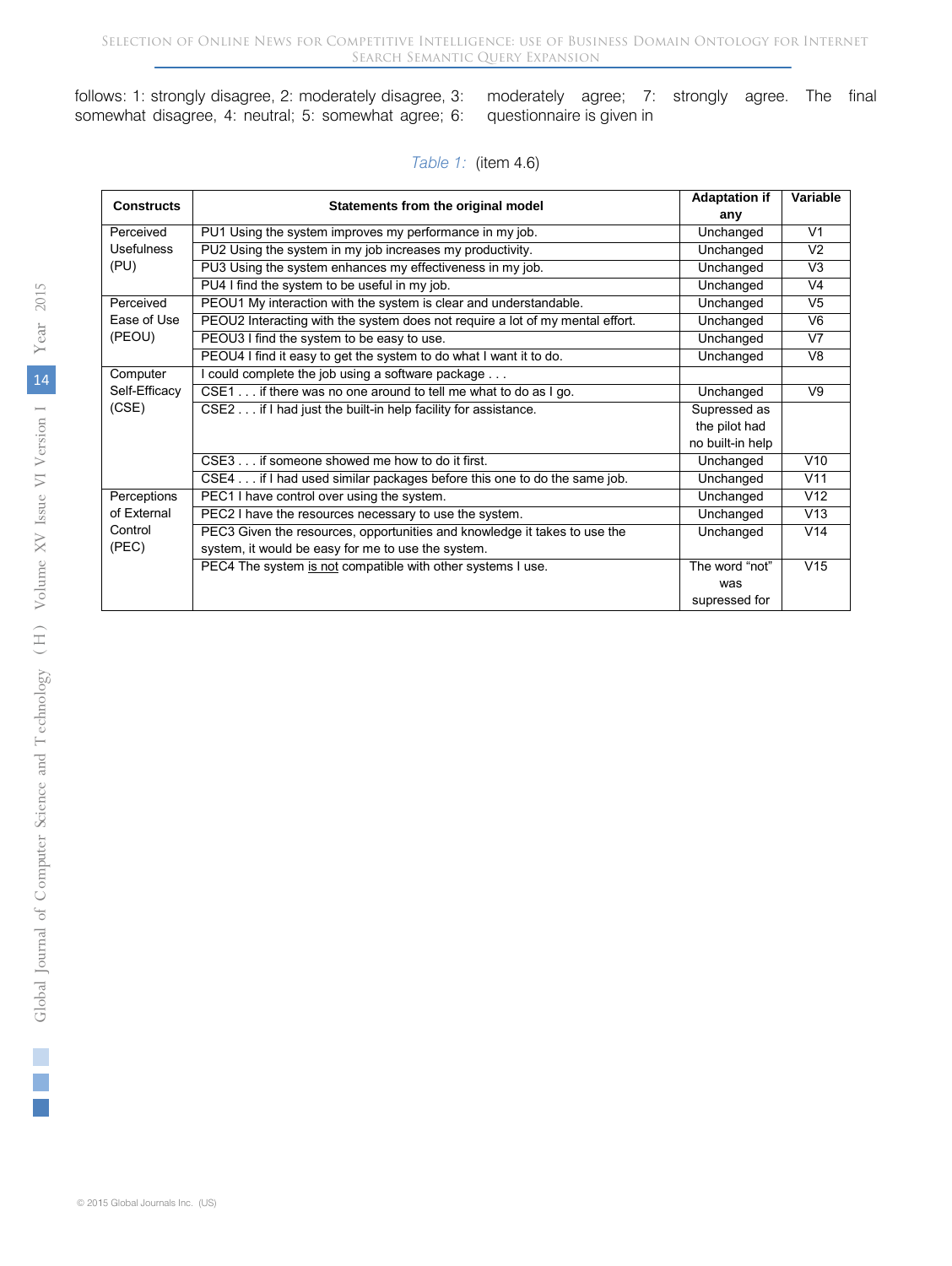follows: 1: strongly disagree, 2: moderately disagree, 3: somewhat disagree, 4: neutral; 5: somewhat agree; 6: moderately agree; 7: strongly agree. The final questionnaire is given in

*Table 1:* (item 4.6)

| Constructs | Statements from the original model | Adaptation if any | Variable |
|---|---|---|---|
| Perceived Usefulness (PU) | PU1 Using the system improves my performance in my job. | Unchanged | V1 |
| | PU2 Using the system in my job increases my productivity. | Unchanged | V2 |
| | PU3 Using the system enhances my effectiveness in my job. | Unchanged | V3 |
| | PU4 I find the system to be useful in my job. | Unchanged | V4 |
| Perceived Ease of Use (PEOU) | PEOU1 My interaction with the system is clear and understandable. | Unchanged | V5 |
| | PEOU2 Interacting with the system does not require a lot of my mental effort. | Unchanged | V6 |
| | PEOU3 I find the system to be easy to use. | Unchanged | V7 |
| | PEOU4 I find it easy to get the system to do what I want it to do. | Unchanged | V8 |
| Computer Self-Efficacy (CSE) | I could complete the job using a software package . . . | | |
| | CSE1 . . . if there was no one around to tell me what to do as I go. | Unchanged | V9 |
| | CSE2 . . . if I had just the built-in help facility for assistance. | Supressed as the pilot had no built-in help | |
| | CSE3 . . . if someone showed me how to do it first. | Unchanged | V10 |
| | CSE4 . . . if I had used similar packages before this one to do the same job. | Unchanged | V11 |
| Perceptions of External Control (PEC) | PEC1 I have control over using the system. | Unchanged | V12 |
| | PEC2 I have the resources necessary to use the system. | Unchanged | V13 |
| | PEC3 Given the resources, opportunities and knowledge it takes to use the system, it would be easy for me to use the system. | Unchanged | V14 |
| | PEC4 The system is not compatible with other systems I use. | The word "not" was supressed for | V15 |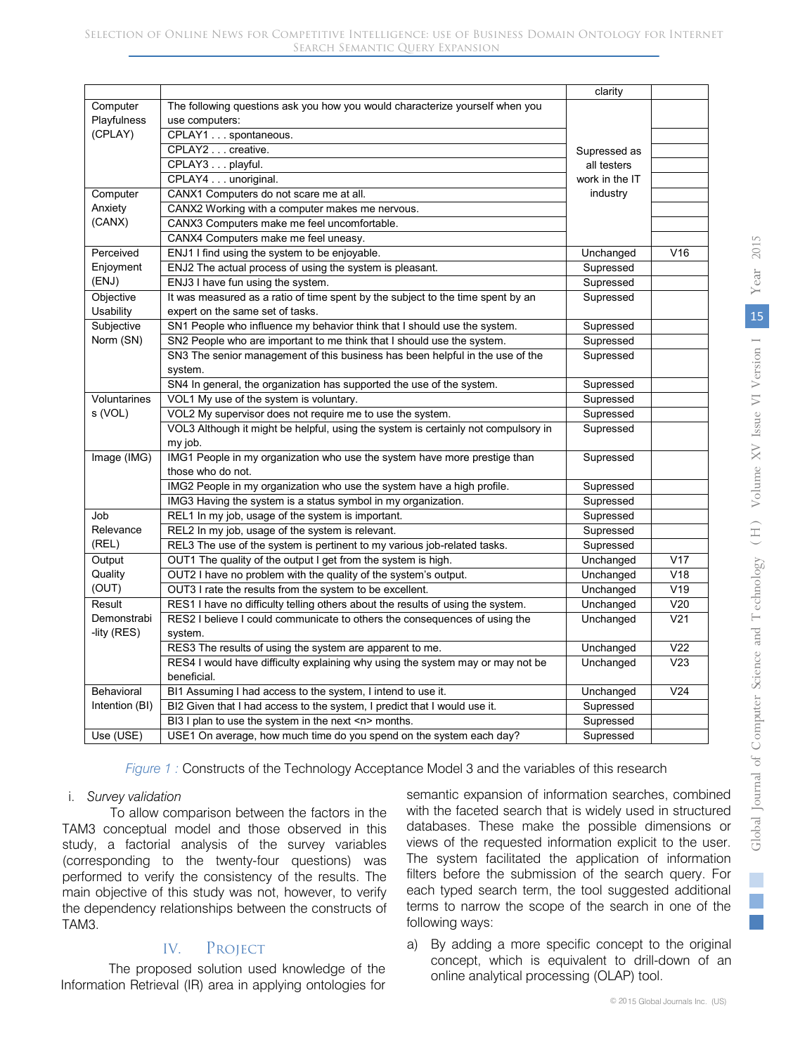| | | clarity | |
|---|---|---|---|
| Computer Playfulness (CPLAY) | The following questions ask you how you would characterize yourself when you use computers: | Supressed as all testers work in the IT industry | |
| | CPLAY1 . . . spontaneous. | | |
| | CPLAY2 . . . creative. | | |
| | CPLAY3 . . . playful. | | |
| | CPLAY4 . . . unoriginal. | | |
| Computer Anxiety (CANX) | CANX1 Computers do not scare me at all. | | |
| | CANX2 Working with a computer makes me nervous. | | |
| | CANX3 Computers make me feel uncomfortable. | | |
| | CANX4 Computers make me feel uneasy. | | |
| Perceived Enjoyment (ENJ) | ENJ1 I find using the system to be enjoyable. | Unchanged | V16 |
| | ENJ2 The actual process of using the system is pleasant. | Supressed | |
| | ENJ3 I have fun using the system. | Supressed | |
| Objective Usability | It was measured as a ratio of time spent by the subject to the time spent by an expert on the same set of tasks. | Supressed | |
| Subjective Norm (SN) | SN1 People who influence my behavior think that I should use the system. | Supressed | |
| | SN2 People who are important to me think that I should use the system. | Supressed | |
| | SN3 The senior management of this business has been helpful in the use of the system. | Supressed | |
| | SN4 In general, the organization has supported the use of the system. | Supressed | |
| Voluntariness (VOL) | VOL1 My use of the system is voluntary. | Supressed | |
| | VOL2 My supervisor does not require me to use the system. | Supressed | |
| | VOL3 Although it might be helpful, using the system is certainly not compulsory in my job. | Supressed | |
| Image (IMG) | IMG1 People in my organization who use the system have more prestige than those who do not. | Supressed | |
| | IMG2 People in my organization who use the system have a high profile. | Supressed | |
| | IMG3 Having the system is a status symbol in my organization. | Supressed | |
| Job Relevance (REL) | REL1 In my job, usage of the system is important. | Supressed | |
| | REL2 In my job, usage of the system is relevant. | Supressed | |
| | REL3 The use of the system is pertinent to my various job-related tasks. | Supressed | |
| Output Quality (OUT) | OUT1 The quality of the output I get from the system is high. | Unchanged | V17 |
| | OUT2 I have no problem with the quality of the system's output. | Unchanged | V18 |
| | OUT3 I rate the results from the system to be excellent. | Unchanged | V19 |
| Result Demonstrabi-lity (RES) | RES1 I have no difficulty telling others about the results of using the system. | Unchanged | V20 |
| | RES2 I believe I could communicate to others the consequences of using the system. | Unchanged | V21 |
| | RES3 The results of using the system are apparent to me. | Unchanged | V22 |
| | RES4 I would have difficulty explaining why using the system may or may not be beneficial. | Unchanged | V23 |
| Behavioral Intention (BI) | BI1 Assuming I had access to the system, I intend to use it. | Unchanged | V24 |
| | BI2 Given that I had access to the system, I predict that I would use it. | Supressed | |
| | BI3 I plan to use the system in the next <n> months. | Supressed | |
| Use (USE) | USE1 On average, how much time do you spend on the system each day? | Supressed | |

*Figure 1 :* Constructs of the Technology Acceptance Model 3 and the variables of this research

i. *Survey validation*

To allow comparison between the factors in the TAM3 conceptual model and those observed in this study, a factorial analysis of the survey variables (corresponding to the twenty-four questions) was performed to verify the consistency of the results. The main objective of this study was not, however, to verify the dependency relationships between the constructs of TAM3.

## IV. Project

The proposed solution used knowledge of the Information Retrieval (IR) area in applying ontologies for semantic expansion of information searches, combined with the faceted search that is widely used in structured databases. These make the possible dimensions or views of the requested information explicit to the user. The system facilitated the application of information filters before the submission of the search query. For each typed search term, the tool suggested additional terms to narrow the scope of the search in one of the following ways:

a) By adding a more specific concept to the original concept, which is equivalent to drill-down of an online analytical processing (OLAP) tool.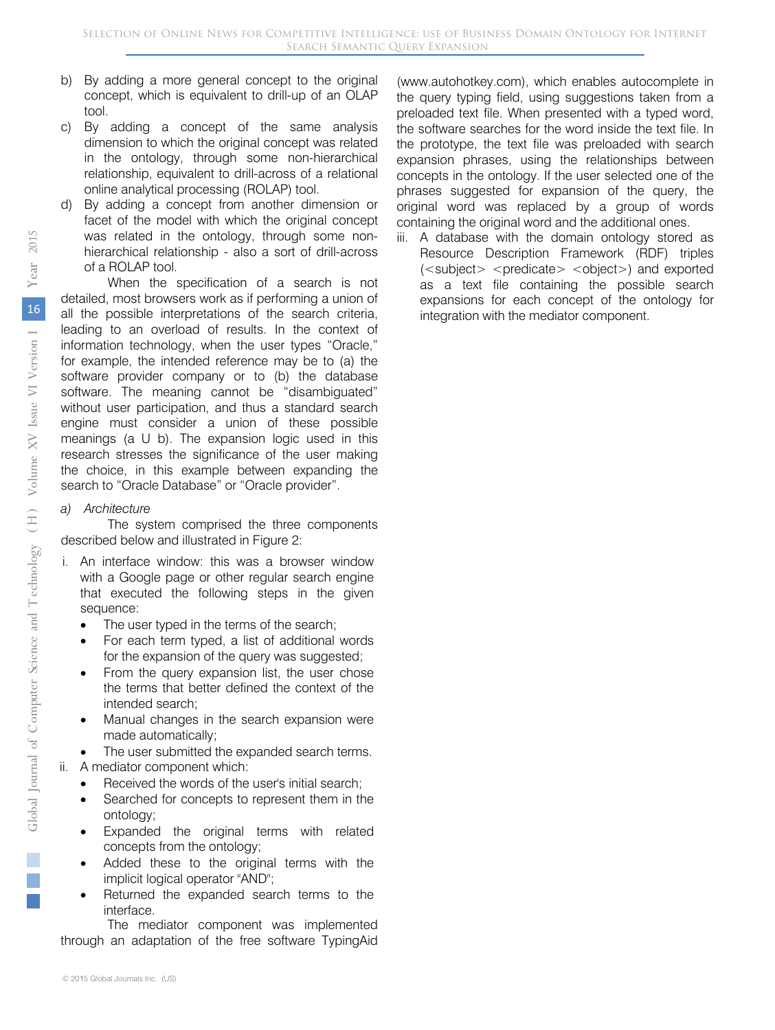b) By adding a more general concept to the original concept, which is equivalent to drill-up of an OLAP tool.
c) By adding a concept of the same analysis dimension to which the original concept was related in the ontology, through some non-hierarchical relationship, equivalent to drill-across of a relational online analytical processing (ROLAP) tool.
d) By adding a concept from another dimension or facet of the model with which the original concept was related in the ontology, through some non-hierarchical relationship - also a sort of drill-across of a ROLAP tool.

When the specification of a search is not detailed, most browsers work as if performing a union of all the possible interpretations of the search criteria, leading to an overload of results. In the context of information technology, when the user types "Oracle," for example, the intended reference may be to (a) the software provider company or to (b) the database software. The meaning cannot be "disambiguated" without user participation, and thus a standard search engine must consider a union of these possible meanings (a U b). The expansion logic used in this research stresses the significance of the user making the choice, in this example between expanding the search to "Oracle Database" or "Oracle provider".

*a) Architecture*

The system comprised the three components described below and illustrated in Figure 2:

i. An interface window: this was a browser window with a Google page or other regular search engine that executed the following steps in the given sequence:
   - The user typed in the terms of the search;
   - For each term typed, a list of additional words for the expansion of the query was suggested;
   - From the query expansion list, the user chose the terms that better defined the context of the intended search;
   - Manual changes in the search expansion were made automatically;
   - The user submitted the expanded search terms.
ii. A mediator component which:
   - Received the words of the user's initial search;
   - Searched for concepts to represent them in the ontology;
   - Expanded the original terms with related concepts from the ontology;
   - Added these to the original terms with the implicit logical operator "AND";
   - Returned the expanded search terms to the interface.

The mediator component was implemented through an adaptation of the free software TypingAid (www.autohotkey.com), which enables autocomplete in the query typing field, using suggestions taken from a preloaded text file. When presented with a typed word, the software searches for the word inside the text file. In the prototype, the text file was preloaded with search expansion phrases, using the relationships between concepts in the ontology. If the user selected one of the phrases suggested for expansion of the query, the original word was replaced by a group of words containing the original word and the additional ones.

iii. A database with the domain ontology stored as Resource Description Framework (RDF) triples (<subject> <predicate> <object>) and exported as a text file containing the possible search expansions for each concept of the ontology for integration with the mediator component.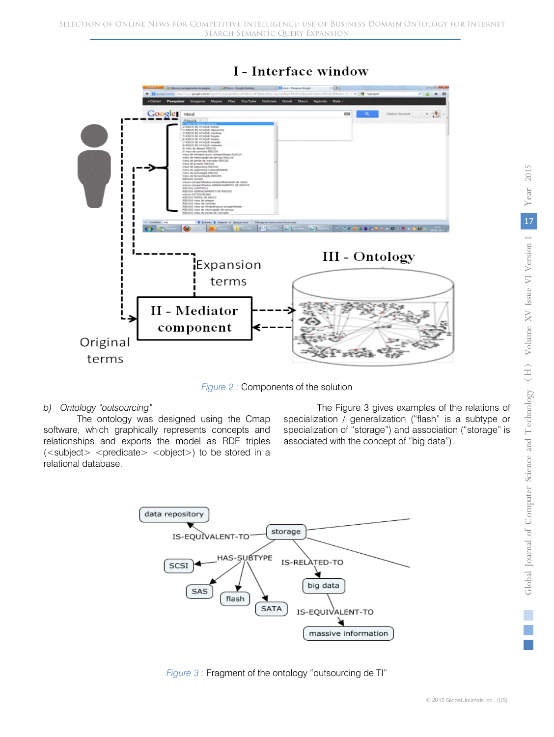Figure 2 : Components of the solution

b) *Ontology "outsourcing"*

The ontology was designed using the Cmap software, which graphically represents concepts and relationships and exports the model as RDF triples (<subject> <predicate> <object>) to be stored in a relational database.

The Figure 3 gives examples of the relations of specialization / generalization ("flash" is a subtype or specialization of "storage") and association ("storage" is associated with the concept of "big data").

Figure 3 : Fragment of the ontology "outsourcing de TI"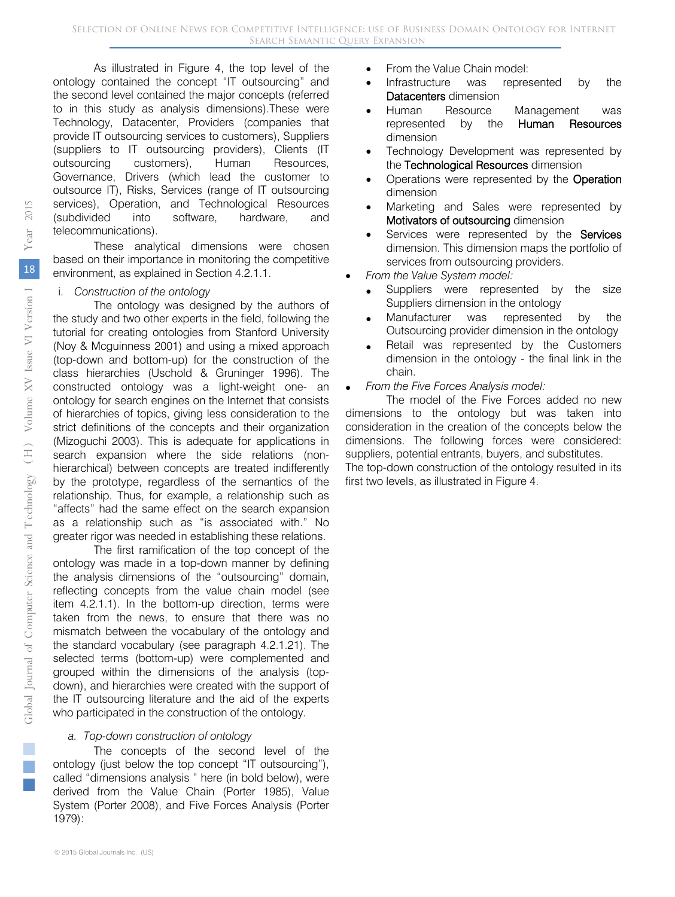As illustrated in Figure 4, the top level of the ontology contained the concept "IT outsourcing" and the second level contained the major concepts (referred to in this study as analysis dimensions).These were Technology, Datacenter, Providers (companies that provide IT outsourcing services to customers), Suppliers (suppliers to IT outsourcing providers), Clients (IT outsourcing customers), Human Resources, Governance, Drivers (which lead the customer to outsource IT), Risks, Services (range of IT outsourcing services), Operation, and Technological Resources (subdivided into software, hardware, and telecommunications).

These analytical dimensions were chosen based on their importance in monitoring the competitive environment, as explained in Section 4.2.1.1.

i. *Construction of the ontology*

The ontology was designed by the authors of the study and two other experts in the field, following the tutorial for creating ontologies from Stanford University (Noy & Mcguinness 2001) and using a mixed approach (top-down and bottom-up) for the construction of the class hierarchies (Uschold & Gruninger 1996). The constructed ontology was a light-weight one- an ontology for search engines on the Internet that consists of hierarchies of topics, giving less consideration to the strict definitions of the concepts and their organization (Mizoguchi 2003). This is adequate for applications in search expansion where the side relations (non-hierarchical) between concepts are treated indifferently by the prototype, regardless of the semantics of the relationship. Thus, for example, a relationship such as "affects" had the same effect on the search expansion as a relationship such as "is associated with." No greater rigor was needed in establishing these relations.

The first ramification of the top concept of the ontology was made in a top-down manner by defining the analysis dimensions of the "outsourcing" domain, reflecting concepts from the value chain model (see item 4.2.1.1). In the bottom-up direction, terms were taken from the news, to ensure that there was no mismatch between the vocabulary of the ontology and the standard vocabulary (see paragraph 4.2.1.21). The selected terms (bottom-up) were complemented and grouped within the dimensions of the analysis (top-down), and hierarchies were created with the support of the IT outsourcing literature and the aid of the experts who participated in the construction of the ontology.

a. *Top-down construction of ontology*

The concepts of the second level of the ontology (just below the top concept "IT outsourcing"), called "dimensions analysis " here (in bold below), were derived from the Value Chain (Porter 1985), Value System (Porter 2008), and Five Forces Analysis (Porter 1979):

- From the Value Chain model:
- Infrastructure was represented by the **Datacenters** dimension
- Human Resource Management was represented by the **Human Resources** dimension
- Technology Development was represented by the **Technological Resources** dimension
- Operations were represented by the **Operation** dimension
- Marketing and Sales were represented by **Motivators of outsourcing** dimension
- Services were represented by the **Services** dimension. This dimension maps the portfolio of services from outsourcing providers.

- *From the Value System model:*
  - Suppliers were represented by the size Suppliers dimension in the ontology
  - Manufacturer was represented by the Outsourcing provider dimension in the ontology
  - Retail was represented by the Customers dimension in the ontology - the final link in the chain.
- *From the Five Forces Analysis model:*

The model of the Five Forces added no new dimensions to the ontology but was taken into consideration in the creation of the concepts below the dimensions. The following forces were considered: suppliers, potential entrants, buyers, and substitutes.

The top-down construction of the ontology resulted in its first two levels, as illustrated in Figure 4.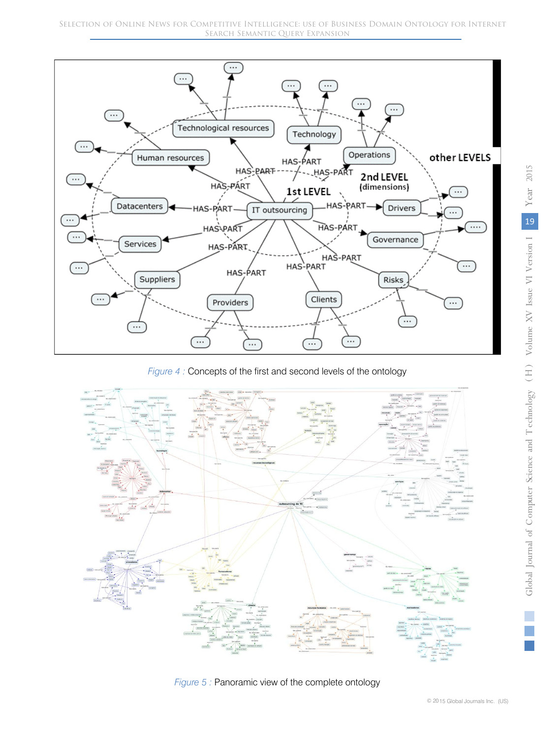Figure 4 : Concepts of the first and second levels of the ontology

Figure 5 : Panoramic view of the complete ontology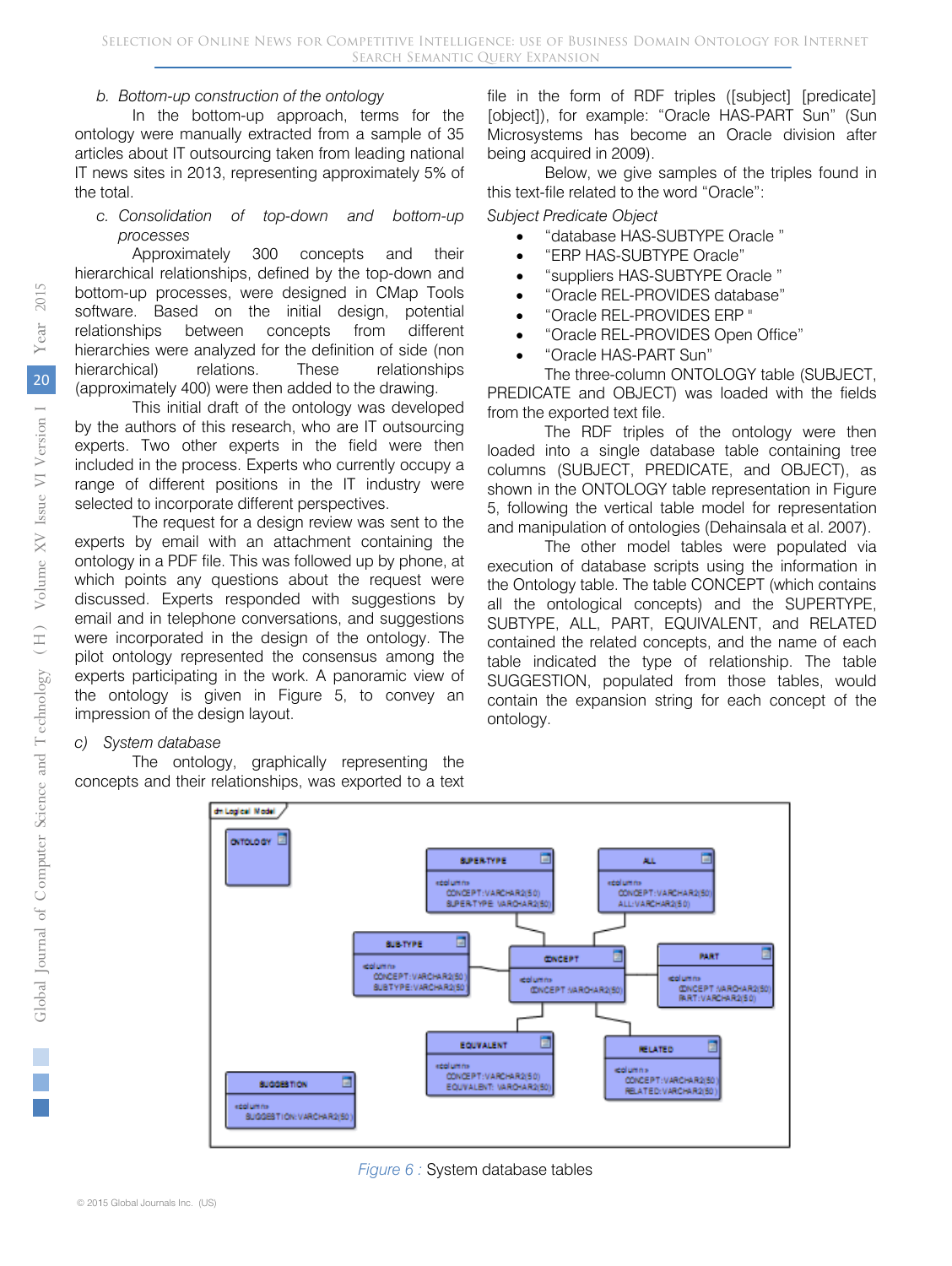*b. Bottom-up construction of the ontology*

In the bottom-up approach, terms for the ontology were manually extracted from a sample of 35 articles about IT outsourcing taken from leading national IT news sites in 2013, representing approximately 5% of the total.

*c. Consolidation of top-down and bottom-up processes*

Approximately 300 concepts and their hierarchical relationships, defined by the top-down and bottom-up processes, were designed in CMap Tools software. Based on the initial design, potential relationships between concepts from different hierarchies were analyzed for the definition of side (non hierarchical) relations. These relationships (approximately 400) were then added to the drawing.

This initial draft of the ontology was developed by the authors of this research, who are IT outsourcing experts. Two other experts in the field were then included in the process. Experts who currently occupy a range of different positions in the IT industry were selected to incorporate different perspectives.

The request for a design review was sent to the experts by email with an attachment containing the ontology in a PDF file. This was followed up by phone, at which points any questions about the request were discussed. Experts responded with suggestions by email and in telephone conversations, and suggestions were incorporated in the design of the ontology. The pilot ontology represented the consensus among the experts participating in the work. A panoramic view of the ontology is given in Figure 5, to convey an impression of the design layout.

*c) System database*

The ontology, graphically representing the concepts and their relationships, was exported to a text file in the form of RDF triples ([subject] [predicate] [object]), for example: "Oracle HAS-PART Sun" (Sun Microsystems has become an Oracle division after being acquired in 2009).

Below, we give samples of the triples found in this text-file related to the word "Oracle":

*Subject Predicate Object*

- "database HAS-SUBTYPE Oracle "
- "ERP HAS-SUBTYPE Oracle"
- "suppliers HAS-SUBTYPE Oracle "
- "Oracle REL-PROVIDES database"
- "Oracle REL-PROVIDES ERP "
- "Oracle REL-PROVIDES Open Office"
- "Oracle HAS-PART Sun"

The three-column ONTOLOGY table (SUBJECT, PREDICATE and OBJECT) was loaded with the fields from the exported text file.

The RDF triples of the ontology were then loaded into a single database table containing tree columns (SUBJECT, PREDICATE, and OBJECT), as shown in the ONTOLOGY table representation in Figure 5, following the vertical table model for representation and manipulation of ontologies (Dehainsala et al. 2007).

The other model tables were populated via execution of database scripts using the information in the Ontology table. The table CONCEPT (which contains all the ontological concepts) and the SUPERTYPE, SUBTYPE, ALL, PART, EQUIVALENT, and RELATED contained the related concepts, and the name of each table indicated the type of relationship. The table SUGGESTION, populated from those tables, would contain the expansion string for each concept of the ontology.

*Figure 6 :* System database tables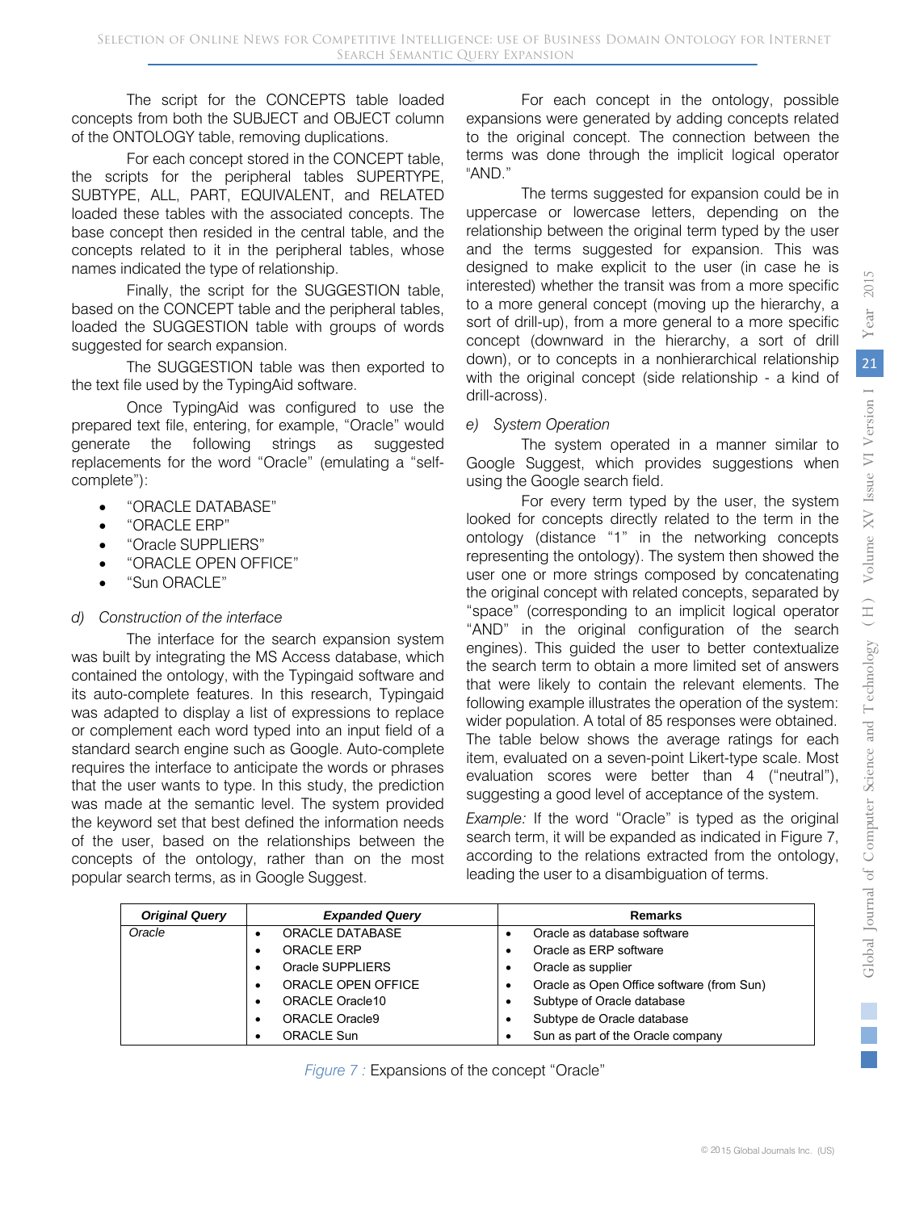The script for the CONCEPTS table loaded concepts from both the SUBJECT and OBJECT column of the ONTOLOGY table, removing duplications.

For each concept stored in the CONCEPT table, the scripts for the peripheral tables SUPERTYPE, SUBTYPE, ALL, PART, EQUIVALENT, and RELATED loaded these tables with the associated concepts. The base concept then resided in the central table, and the concepts related to it in the peripheral tables, whose names indicated the type of relationship.

Finally, the script for the SUGGESTION table, based on the CONCEPT table and the peripheral tables, loaded the SUGGESTION table with groups of words suggested for search expansion.

The SUGGESTION table was then exported to the text file used by the TypingAid software.

Once TypingAid was configured to use the prepared text file, entering, for example, "Oracle" would generate the following strings as suggested replacements for the word "Oracle" (emulating a "self-complete"):

- "ORACLE DATABASE"
- "ORACLE ERP"
- "Oracle SUPPLIERS"
- "ORACLE OPEN OFFICE"
- "Sun ORACLE"

*d) Construction of the interface*

The interface for the search expansion system was built by integrating the MS Access database, which contained the ontology, with the Typingaid software and its auto-complete features. In this research, Typingaid was adapted to display a list of expressions to replace or complement each word typed into an input field of a standard search engine such as Google. Auto-complete requires the interface to anticipate the words or phrases that the user wants to type. In this study, the prediction was made at the semantic level. The system provided the keyword set that best defined the information needs of the user, based on the relationships between the concepts of the ontology, rather than on the most popular search terms, as in Google Suggest.

For each concept in the ontology, possible expansions were generated by adding concepts related to the original concept. The connection between the terms was done through the implicit logical operator "AND."

The terms suggested for expansion could be in uppercase or lowercase letters, depending on the relationship between the original term typed by the user and the terms suggested for expansion. This was designed to make explicit to the user (in case he is interested) whether the transit was from a more specific to a more general concept (moving up the hierarchy, a sort of drill-up), from a more general to a more specific concept (downward in the hierarchy, a sort of drill down), or to concepts in a nonhierarchical relationship with the original concept (side relationship - a kind of drill-across).

*e) System Operation*

The system operated in a manner similar to Google Suggest, which provides suggestions when using the Google search field.

For every term typed by the user, the system looked for concepts directly related to the term in the ontology (distance "1" in the networking concepts representing the ontology). The system then showed the user one or more strings composed by concatenating the original concept with related concepts, separated by "space" (corresponding to an implicit logical operator "AND" in the original configuration of the search engines). This guided the user to better contextualize the search term to obtain a more limited set of answers that were likely to contain the relevant elements. The following example illustrates the operation of the system: wider population. A total of 85 responses were obtained. The table below shows the average ratings for each item, evaluated on a seven-point Likert-type scale. Most evaluation scores were better than 4 ("neutral"), suggesting a good level of acceptance of the system.

*Example:* If the word "Oracle" is typed as the original search term, it will be expanded as indicated in Figure 7, according to the relations extracted from the ontology, leading the user to a disambiguation of terms.

| ***Original Query*** | ***Expanded Query*** | **Remarks** |
|---|---|---|
| *Oracle* | • ORACLE DATABASE | • Oracle as database software |
| | • ORACLE ERP | • Oracle as ERP software |
| | • Oracle SUPPLIERS | • Oracle as supplier |
| | • ORACLE OPEN OFFICE | • Oracle as Open Office software (from Sun) |
| | • ORACLE Oracle10 | • Subtype of Oracle database |
| | • ORACLE Oracle9 | • Subtype de Oracle database |
| | • ORACLE Sun | • Sun as part of the Oracle company |

*Figure 7 :* Expansions of the concept "Oracle"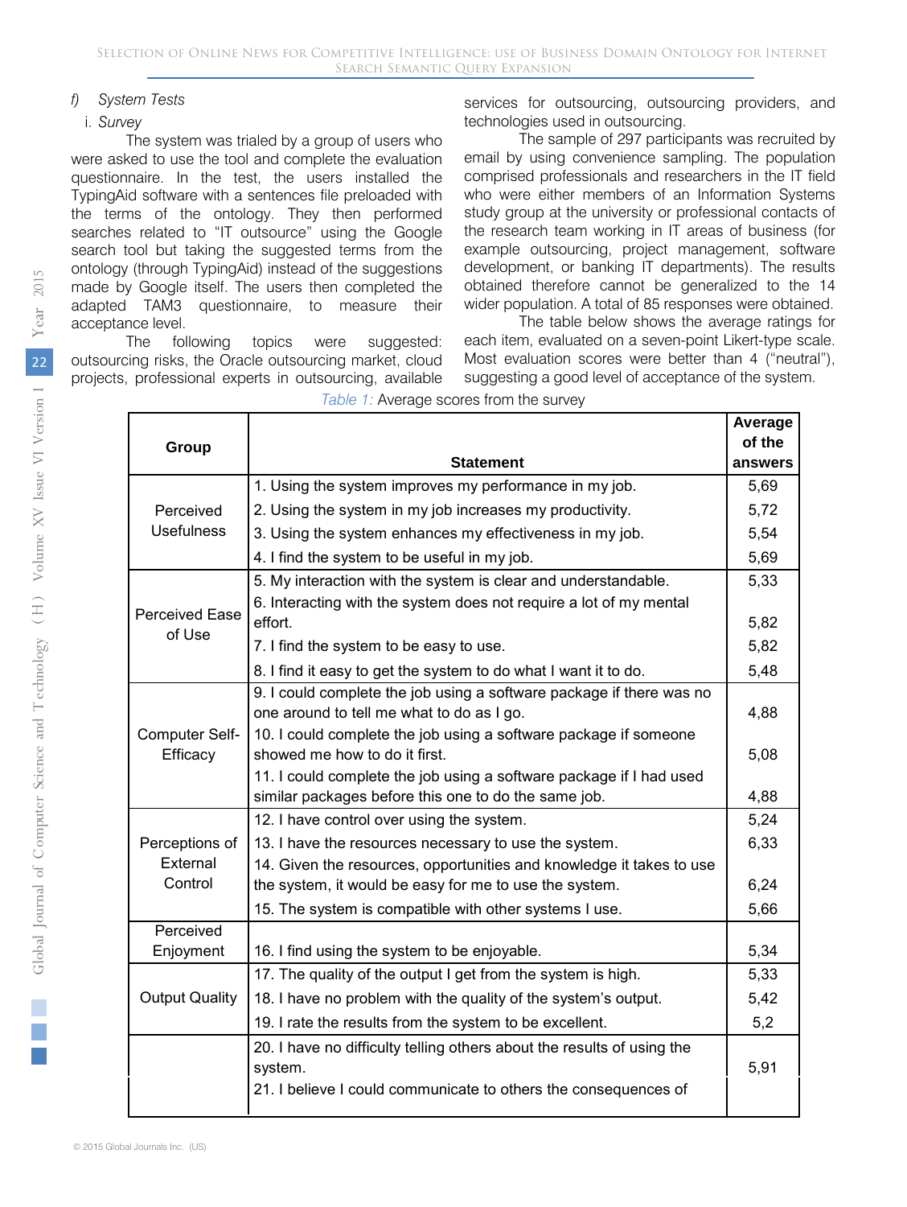*f) System Tests*

i. *Survey*

The system was trialed by a group of users who were asked to use the tool and complete the evaluation questionnaire. In the test, the users installed the TypingAid software with a sentences file preloaded with the terms of the ontology. They then performed searches related to "IT outsource" using the Google search tool but taking the suggested terms from the ontology (through TypingAid) instead of the suggestions made by Google itself. The users then completed the adapted TAM3 questionnaire, to measure their acceptance level.

The following topics were suggested: outsourcing risks, the Oracle outsourcing market, cloud projects, professional experts in outsourcing, available services for outsourcing, outsourcing providers, and technologies used in outsourcing.

The sample of 297 participants was recruited by email by using convenience sampling. The population comprised professionals and researchers in the IT field who were either members of an Information Systems study group at the university or professional contacts of the research team working in IT areas of business (for example outsourcing, project management, software development, or banking IT departments). The results obtained therefore cannot be generalized to the wider population. A total of 85 responses were obtained.

The table below shows the average ratings for each item, evaluated on a seven-point Likert-type scale. Most evaluation scores were better than 4 ("neutral"), suggesting a good level of acceptance of the system.

*Table 1:* Average scores from the survey

| Group | Statement | Average of the answers |
|---|---|---|
| Perceived Usefulness | 1. Using the system improves my performance in my job. | 5,69 |
| | 2. Using the system in my job increases my productivity. | 5,72 |
| | 3. Using the system enhances my effectiveness in my job. | 5,54 |
| | 4. I find the system to be useful in my job. | 5,69 |
| Perceived Ease of Use | 5. My interaction with the system is clear and understandable. | 5,33 |
| | 6. Interacting with the system does not require a lot of my mental effort. | 5,82 |
| | 7. I find the system to be easy to use. | 5,82 |
| | 8. I find it easy to get the system to do what I want it to do. | 5,48 |
| Computer Self-Efficacy | 9. I could complete the job using a software package if there was no one around to tell me what to do as I go. | 4,88 |
| | 10. I could complete the job using a software package if someone showed me how to do it first. | 5,08 |
| | 11. I could complete the job using a software package if I had used similar packages before this one to do the same job. | 4,88 |
| Perceptions of External Control | 12. I have control over using the system. | 5,24 |
| | 13. I have the resources necessary to use the system. | 6,33 |
| | 14. Given the resources, opportunities and knowledge it takes to use the system, it would be easy for me to use the system. | 6,24 |
| | 15. The system is compatible with other systems I use. | 5,66 |
| Perceived Enjoyment | 16. I find using the system to be enjoyable. | 5,34 |
| Output Quality | 17. The quality of the output I get from the system is high. | 5,33 |
| | 18. I have no problem with the quality of the system's output. | 5,42 |
| | 19. I rate the results from the system to be excellent. | 5,2 |
| | 20. I have no difficulty telling others about the results of using the system. | 5,91 |
| | 21. I believe I could communicate to others the consequences of | |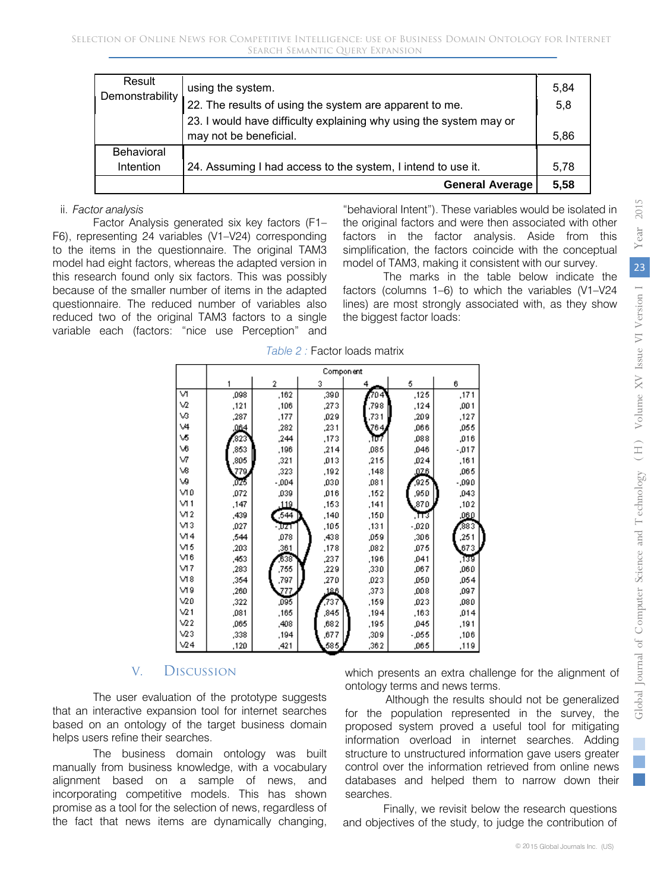| Result Demonstrability | using the system. | 5,84 |
|---|---|---|
| | 22. The results of using the system are apparent to me. | 5,8 |
| | 23. I would have difficulty explaining why using the system may or may not be beneficial. | 5,86 |
| Behavioral Intention | 24. Assuming I had access to the system, I intend to use it. | 5,78 |
| | **General Average** | **5,58** |

ii. *Factor analysis*

Factor Analysis generated six key factors (F1–F6), representing 24 variables (V1–V24) corresponding to the items in the questionnaire. The original TAM3 model had eight factors, whereas the adapted version in this research found only six factors. This was possibly because of the smaller number of items in the adapted questionnaire. The reduced number of variables also reduced two of the original TAM3 factors to a single variable each (factors: "nice use Perception" and "behavioral Intent"). These variables would be isolated in the original factors and were then associated with other factors in the factor analysis. Aside from this simplification, the factors coincide with the conceptual model of TAM3, making it consistent with our survey.

The marks in the table below indicate the factors (columns 1–6) to which the variables (V1–V24 lines) are most strongly associated with, as they show the biggest factor loads:

*Table 2 :* Factor loads matrix

| | Component | | | | | |
|---|---|---|---|---|---|---|
| | 1 | 2 | 3 | 4 | 5 | 6 |
| V1 | ,098 | ,162 | ,390 | ,704 | ,125 | ,171 |
| V2 | ,121 | ,106 | ,273 | ,798 | ,124 | ,001 |
| V3 | ,287 | ,177 | ,029 | ,731 | ,209 | ,127 |
| V4 | ,064 | ,282 | ,231 | ,764 | ,066 | ,055 |
| V5 | ,823 | ,244 | ,173 | ,107 | ,088 | ,016 |
| V6 | ,853 | ,196 | ,214 | ,085 | ,046 | -,017 |
| V7 | ,805 | ,321 | ,013 | ,215 | ,024 | ,161 |
| V8 | ,779 | ,323 | ,192 | ,148 | ,076 | ,065 |
| V9 | ,025 | -,004 | ,030 | ,081 | ,925 | -,090 |
| V10 | ,072 | ,039 | ,016 | ,152 | ,950 | ,043 |
| V11 | ,147 | ,119 | ,153 | ,141 | ,870 | ,102 |
| V12 | ,439 | ,544 | ,140 | ,150 | ,113 | ,060 |
| V13 | ,027 | -,021 | ,105 | ,131 | -,020 | ,883 |
| V14 | ,544 | ,078 | ,438 | ,059 | ,306 | ,251 |
| V15 | ,203 | ,361 | ,178 | ,082 | ,075 | ,673 |
| V16 | ,453 | ,638 | ,237 | ,196 | ,041 | ,139 |
| V17 | ,283 | ,755 | ,229 | ,330 | ,067 | ,060 |
| V18 | ,354 | ,797 | ,270 | ,023 | ,050 | ,054 |
| V19 | ,260 | ,777 | ,186 | ,373 | ,008 | ,097 |
| V20 | ,322 | ,095 | ,737 | ,159 | ,023 | ,080 |
| V21 | ,081 | ,165 | ,845 | ,194 | ,163 | ,014 |
| V22 | ,065 | ,408 | ,682 | ,195 | ,045 | ,191 |
| V23 | ,338 | ,194 | ,677 | ,309 | -,055 | ,106 |
| V24 | ,120 | ,421 | ,585 | ,362 | ,065 | ,119 |

## V. Discussion

The user evaluation of the prototype suggests that an interactive expansion tool for internet searches based on an ontology of the target business domain helps users refine their searches.

The business domain ontology was built manually from business knowledge, with a vocabulary alignment based on a sample of news, and incorporating competitive models. This has shown promise as a tool for the selection of news, regardless of the fact that news items are dynamically changing, which presents an extra challenge for the alignment of ontology terms and news terms.

Although the results should not be generalized for the population represented in the survey, the proposed system proved a useful tool for mitigating information overload in internet searches. Adding structure to unstructured information gave users greater control over the information retrieved from online news databases and helped them to narrow down their searches.

Finally, we revisit below the research questions and objectives of the study, to judge the contribution of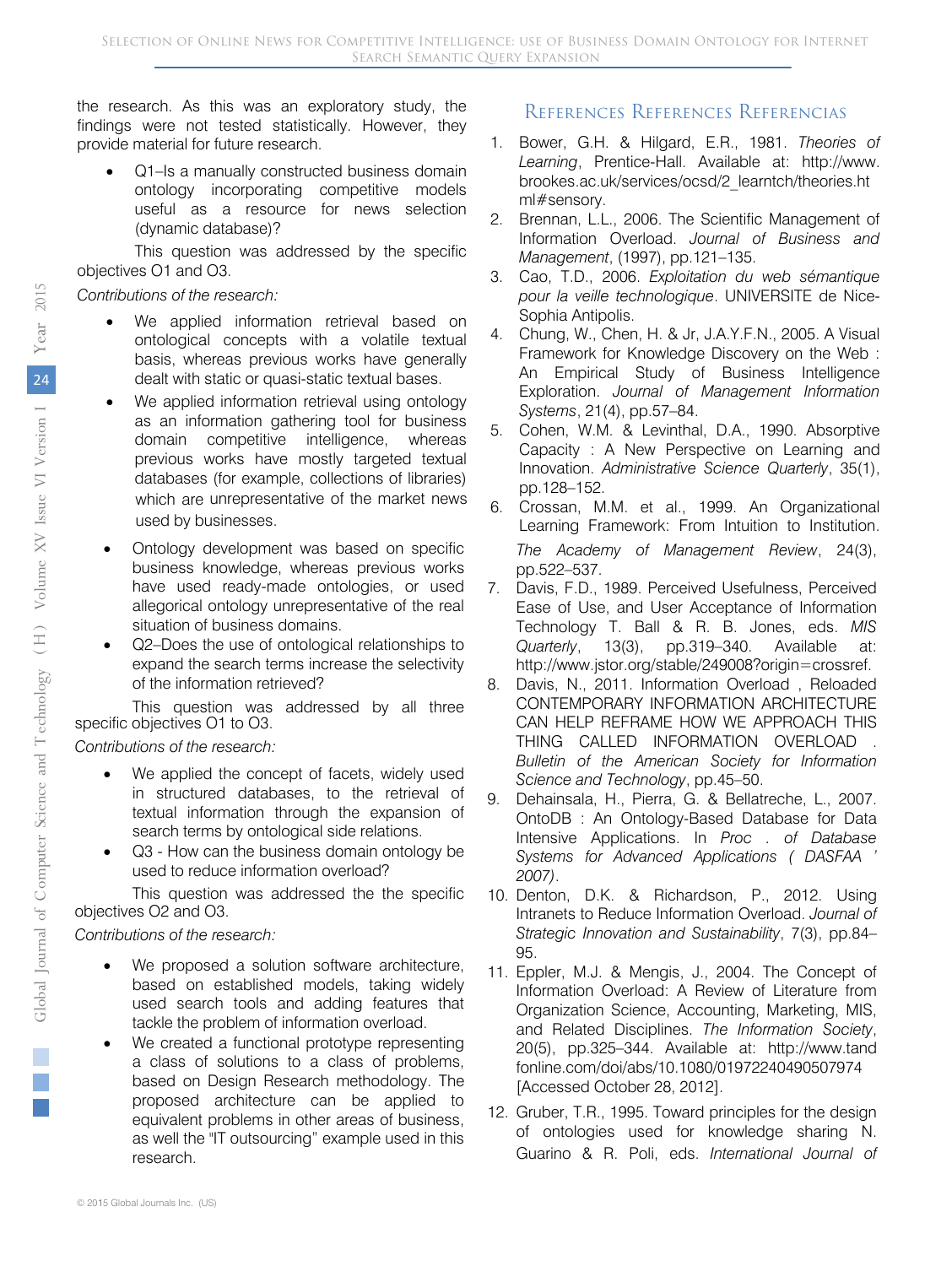the research. As this was an exploratory study, the findings were not tested statistically. However, they provide material for future research.

- Q1–Is a manually constructed business domain ontology incorporating competitive models useful as a resource for news selection (dynamic database)?

This question was addressed by the specific objectives O1 and O3.

*Contributions of the research:*

- We applied information retrieval based on ontological concepts with a volatile textual basis, whereas previous works have generally dealt with static or quasi-static textual bases.
- We applied information retrieval using ontology as an information gathering tool for business domain competitive intelligence, whereas previous works have mostly targeted textual databases (for example, collections of libraries) which are unrepresentative of the market news used by businesses.
- Ontology development was based on specific business knowledge, whereas previous works have used ready-made ontologies, or used allegorical ontology unrepresentative of the real situation of business domains.
- Q2–Does the use of ontological relationships to expand the search terms increase the selectivity of the information retrieved?

This question was addressed by all three specific objectives O1 to O3.

*Contributions of the research:*

- We applied the concept of facets, widely used in structured databases, to the retrieval of textual information through the expansion of search terms by ontological side relations.
- Q3 - How can the business domain ontology be used to reduce information overload?

This question was addressed the the specific objectives O2 and O3.

*Contributions of the research:*

- We proposed a solution software architecture, based on established models, taking widely used search tools and adding features that tackle the problem of information overload.
- We created a functional prototype representing a class of solutions to a class of problems, based on Design Research methodology. The proposed architecture can be applied to equivalent problems in other areas of business, as well the "IT outsourcing" example used in this research.

## References Références Referencias

1. Bower, G.H. & Hilgard, E.R., 1981. *Theories of Learning*, Prentice-Hall. Available at: http://www.brookes.ac.uk/services/ocsd/2_learntch/theories.html#sensory.
2. Brennan, L.L., 2006. The Scientific Management of Information Overload. *Journal of Business and Management*, (1997), pp.121–135.
3. Cao, T.D., 2006. *Exploitation du web sémantique pour la veille technologique*. UNIVERSITE de Nice-Sophia Antipolis.
4. Chung, W., Chen, H. & Jr, J.A.Y.F.N., 2005. A Visual Framework for Knowledge Discovery on the Web : An Empirical Study of Business Intelligence Exploration. *Journal of Management Information Systems*, 21(4), pp.57–84.
5. Cohen, W.M. & Levinthal, D.A., 1990. Absorptive Capacity : A New Perspective on Learning and Innovation. *Administrative Science Quarterly*, 35(1), pp.128–152.
6. Crossan, M.M. et al., 1999. An Organizational Learning Framework: From Intuition to Institution. *The Academy of Management Review*, 24(3), pp.522–537.
7. Davis, F.D., 1989. Perceived Usefulness, Perceived Ease of Use, and User Acceptance of Information Technology T. Ball & R. B. Jones, eds. *MIS Quarterly*, 13(3), pp.319–340. Available at: http://www.jstor.org/stable/249008?origin=crossref.
8. Davis, N., 2011. Information Overload , Reloaded CONTEMPORARY INFORMATION ARCHITECTURE CAN HELP REFRAME HOW WE APPROACH THIS THING CALLED INFORMATION OVERLOAD . *Bulletin of the American Society for Information Science and Technology*, pp.45–50.
9. Dehainsala, H., Pierra, G. & Bellatreche, L., 2007. OntoDB : An Ontology-Based Database for Data Intensive Applications. In *Proc . of Database Systems for Advanced Applications ( DASFAA ' 2007)*.
10. Denton, D.K. & Richardson, P., 2012. Using Intranets to Reduce Information Overload. *Journal of Strategic Innovation and Sustainability*, 7(3), pp.84–95.
11. Eppler, M.J. & Mengis, J., 2004. The Concept of Information Overload: A Review of Literature from Organization Science, Accounting, Marketing, MIS, and Related Disciplines. *The Information Society*, 20(5), pp.325–344. Available at: http://www.tandfonline.com/doi/abs/10.1080/01972240490507974 [Accessed October 28, 2012].
12. Gruber, T.R., 1995. Toward principles for the design of ontologies used for knowledge sharing N. Guarino & R. Poli, eds. *International Journal of*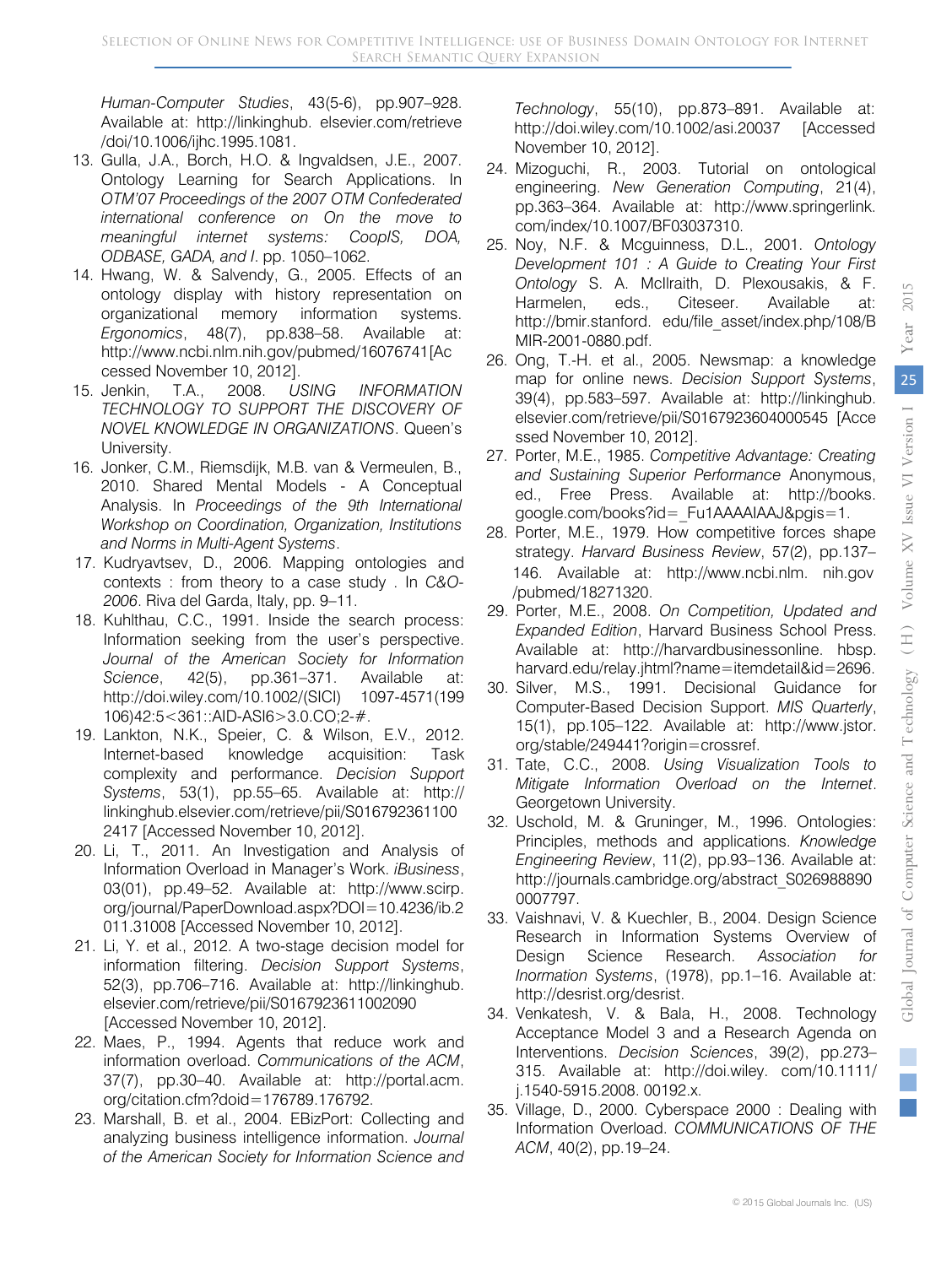*Human-Computer Studies*, 43(5-6), pp.907–928. Available at: http://linkinghub. elsevier.com/retrieve /doi/10.1006/ijhc.1995.1081.

13. Gulla, J.A., Borch, H.O. & Ingvaldsen, J.E., 2007. Ontology Learning for Search Applications. In *OTM'07 Proceedings of the 2007 OTM Confederated international conference on On the move to meaningful internet systems: CoopIS, DOA, ODBASE, GADA, and I*. pp. 1050–1062.
14. Hwang, W. & Salvendy, G., 2005. Effects of an ontology display with history representation on organizational memory information systems. *Ergonomics*, 48(7), pp.838–58. Available at: http://www.ncbi.nlm.nih.gov/pubmed/16076741[Accessed November 10, 2012].
15. Jenkin, T.A., 2008. *USING INFORMATION TECHNOLOGY TO SUPPORT THE DISCOVERY OF NOVEL KNOWLEDGE IN ORGANIZATIONS*. Queen's University.
16. Jonker, C.M., Riemsdijk, M.B. van & Vermeulen, B., 2010. Shared Mental Models - A Conceptual Analysis. In *Proceedings of the 9th International Workshop on Coordination, Organization, Institutions and Norms in Multi-Agent Systems*.
17. Kudryavtsev, D., 2006. Mapping ontologies and contexts : from theory to a case study . In *C&O-2006*. Riva del Garda, Italy, pp. 9–11.
18. Kuhlthau, C.C., 1991. Inside the search process: Information seeking from the user's perspective. *Journal of the American Society for Information Science*, 42(5), pp.361–371. Available at: http://doi.wiley.com/10.1002/(SICI) 1097-4571(199106)42:5<361::AID-ASI6>3.0.CO;2-#.
19. Lankton, N.K., Speier, C. & Wilson, E.V., 2012. Internet-based knowledge acquisition: Task complexity and performance. *Decision Support Systems*, 53(1), pp.55–65. Available at: http://linkinghub.elsevier.com/retrieve/pii/S0167923611002417 [Accessed November 10, 2012].
20. Li, T., 2011. An Investigation and Analysis of Information Overload in Manager's Work. *iBusiness*, 03(01), pp.49–52. Available at: http://www.scirp.org/journal/PaperDownload.aspx?DOI=10.4236/ib.2011.31008 [Accessed November 10, 2012].
21. Li, Y. et al., 2012. A two-stage decision model for information filtering. *Decision Support Systems*, 52(3), pp.706–716. Available at: http://linkinghub.elsevier.com/retrieve/pii/S0167923611002090 [Accessed November 10, 2012].
22. Maes, P., 1994. Agents that reduce work and information overload. *Communications of the ACM*, 37(7), pp.30–40. Available at: http://portal.acm.org/citation.cfm?doid=176789.176792.
23. Marshall, B. et al., 2004. EBizPort: Collecting and analyzing business intelligence information. *Journal of the American Society for Information Science and Technology*, 55(10), pp.873–891. Available at: http://doi.wiley.com/10.1002/asi.20037 [Accessed November 10, 2012].
24. Mizoguchi, R., 2003. Tutorial on ontological engineering. *New Generation Computing*, 21(4), pp.363–364. Available at: http://www.springerlink.com/index/10.1007/BF03037310.
25. Noy, N.F. & Mcguinness, D.L., 2001. *Ontology Development 101 : A Guide to Creating Your First Ontology* S. A. McIlraith, D. Plexousakis, & F. Harmelen, eds., Citeseer. Available at: http://bmir.stanford. edu/file_asset/index.php/108/BMIR-2001-0880.pdf.
26. Ong, T.-H. et al., 2005. Newsmap: a knowledge map for online news. *Decision Support Systems*, 39(4), pp.583–597. Available at: http://linkinghub.elsevier.com/retrieve/pii/S0167923604000545 [Accessed November 10, 2012].
27. Porter, M.E., 1985. *Competitive Advantage: Creating and Sustaining Superior Performance* Anonymous, ed., Free Press. Available at: http://books.google.com/books?id=_Fu1AAAAIAAJ&pgis=1.
28. Porter, M.E., 1979. How competitive forces shape strategy. *Harvard Business Review*, 57(2), pp.137–146. Available at: http://www.ncbi.nlm. nih.gov /pubmed/18271320.
29. Porter, M.E., 2008. *On Competition, Updated and Expanded Edition*, Harvard Business School Press. Available at: http://harvardbusinessonline. hbsp. harvard.edu/relay.jhtml?name=itemdetail&id=2696.
30. Silver, M.S., 1991. Decisional Guidance for Computer-Based Decision Support. *MIS Quarterly*, 15(1), pp.105–122. Available at: http://www.jstor.org/stable/249441?origin=crossref.
31. Tate, C.C., 2008. *Using Visualization Tools to Mitigate Information Overload on the Internet*. Georgetown University.
32. Uschold, M. & Gruninger, M., 1996. Ontologies: Principles, methods and applications. *Knowledge Engineering Review*, 11(2), pp.93–136. Available at: http://journals.cambridge.org/abstract_S0269888900007797.
33. Vaishnavi, V. & Kuechler, B., 2004. Design Science Research in Information Systems Overview of Design Science Research. *Association for Inormation Systems*, (1978), pp.1–16. Available at: http://desrist.org/desrist.
34. Venkatesh, V. & Bala, H., 2008. Technology Acceptance Model 3 and a Research Agenda on Interventions. *Decision Sciences*, 39(2), pp.273–315. Available at: http://doi.wiley. com/10.1111/j.1540-5915.2008. 00192.x.
35. Village, D., 2000. Cyberspace 2000 : Dealing with Information Overload. *COMMUNICATIONS OF THE ACM*, 40(2), pp.19–24.